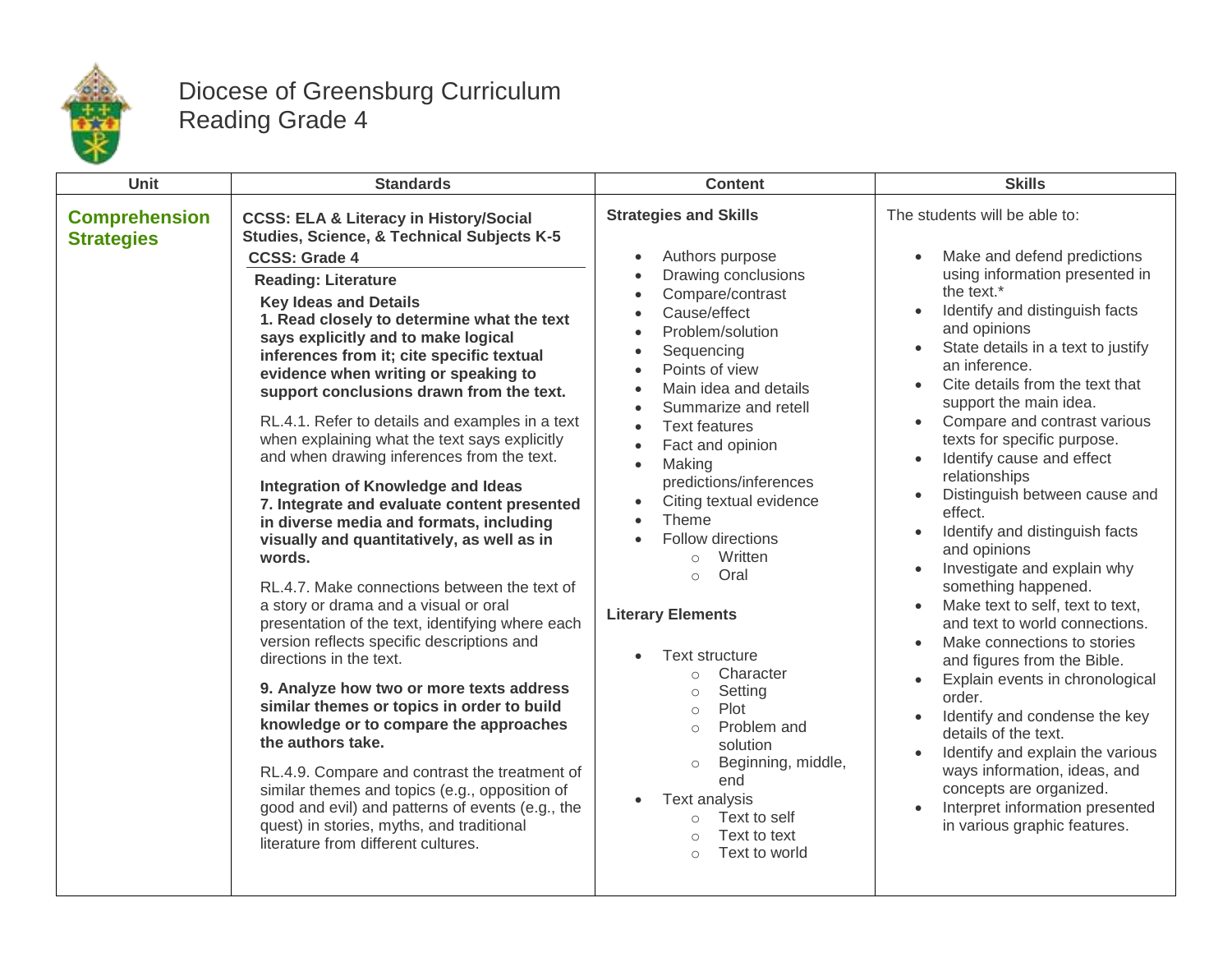# Diocese of Greensburg Curriculum
## Reading Grade 4

| Unit | Standards | Content | Skills |
|---|---|---|---|
| **Comprehension Strategies** | **CCSS: ELA & Literacy in History/Social Studies, Science, & Technical Subjects K-5**<br>**CCSS: Grade 4**<br>**Reading: Literature**<br>**Key Ideas and Details**<br>**1. Read closely to determine what the text says explicitly and to make logical inferences from it; cite specific textual evidence when writing or speaking to support conclusions drawn from the text.**<br><br>RL.4.1. Refer to details and examples in a text when explaining what the text says explicitly and when drawing inferences from the text.<br><br>**Integration of Knowledge and Ideas**<br>**7. Integrate and evaluate content presented in diverse media and formats, including visually and quantitatively, as well as in words.**<br><br>RL.4.7. Make connections between the text of a story or drama and a visual or oral presentation of the text, identifying where each version reflects specific descriptions and directions in the text.<br><br>**9. Analyze how two or more texts address similar themes or topics in order to build knowledge or to compare the approaches the authors take.**<br><br>RL.4.9. Compare and contrast the treatment of similar themes and topics (e.g., opposition of good and evil) and patterns of events (e.g., the quest) in stories, myths, and traditional literature from different cultures. | **Strategies and Skills**<br><br>• Authors purpose<br>• Drawing conclusions<br>• Compare/contrast<br>• Cause/effect<br>• Problem/solution<br>• Sequencing<br>• Points of view<br>• Main idea and details<br>• Summarize and retell<br>• Text features<br>• Fact and opinion<br>• Making predictions/inferences<br>• Citing textual evidence<br>• Theme<br>• Follow directions<br>&nbsp;&nbsp;○ Written<br>&nbsp;&nbsp;○ Oral<br><br>**Literary Elements**<br><br>• Text structure<br>&nbsp;&nbsp;○ Character<br>&nbsp;&nbsp;○ Setting<br>&nbsp;&nbsp;○ Plot<br>&nbsp;&nbsp;○ Problem and solution<br>&nbsp;&nbsp;○ Beginning, middle, end<br>• Text analysis<br>&nbsp;&nbsp;○ Text to self<br>&nbsp;&nbsp;○ Text to text<br>&nbsp;&nbsp;○ Text to world | The students will be able to:<br><br>• Make and defend predictions using information presented in the text.*<br>• Identify and distinguish facts and opinions<br>• State details in a text to justify an inference.<br>• Cite details from the text that support the main idea.<br>• Compare and contrast various texts for specific purpose.<br>• Identify cause and effect relationships<br>• Distinguish between cause and effect.<br>• Identify and distinguish facts and opinions<br>• Investigate and explain why something happened.<br>• Make text to self, text to text, and text to world connections.<br>• Make connections to stories and figures from the Bible.<br>• Explain events in chronological order.<br>• Identify and condense the key details of the text.<br>• Identify and explain the various ways information, ideas, and concepts are organized.<br>• Interpret information presented in various graphic features. |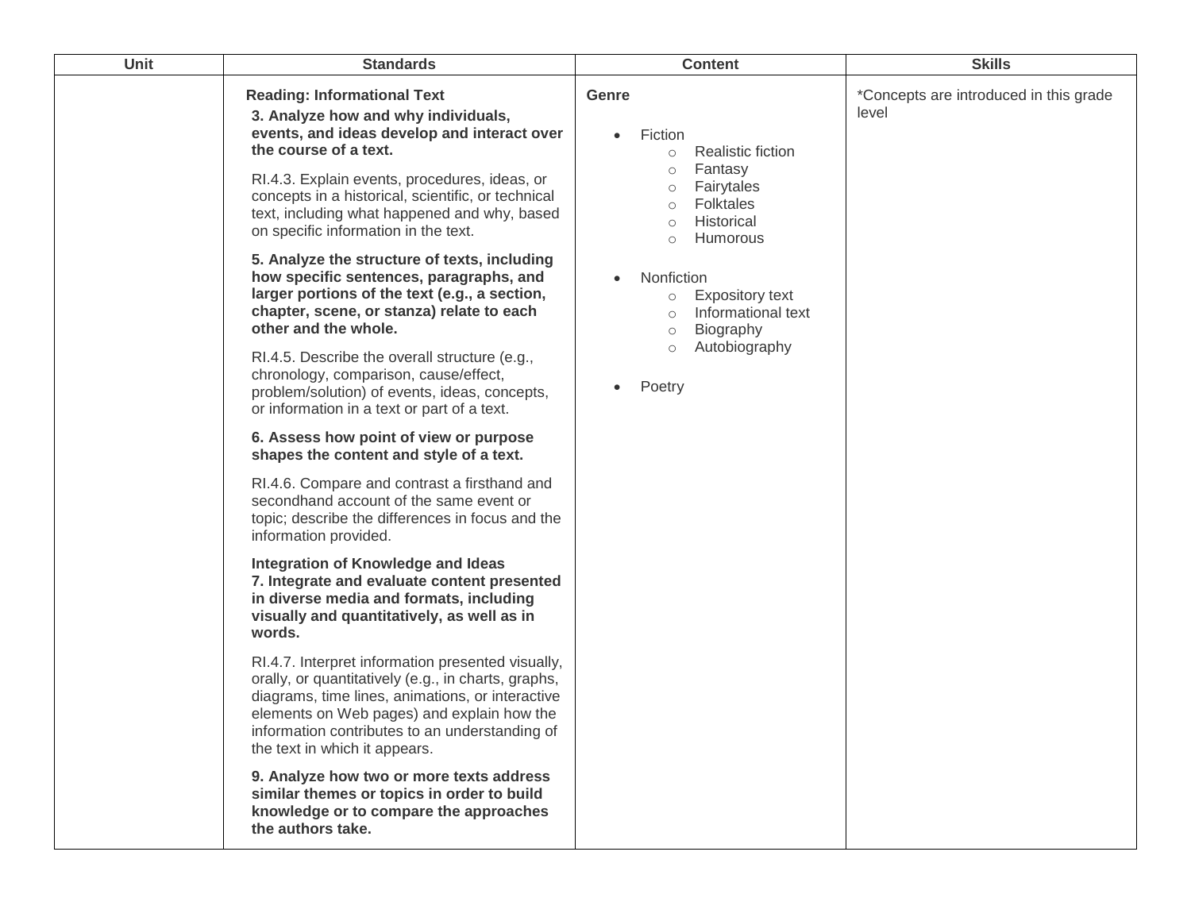| Unit | Standards | Content | Skills |
| --- | --- | --- | --- |
| | **Reading: Informational Text**<br>**3. Analyze how and why individuals, events, and ideas develop and interact over the course of a text.**<br><br>RI.4.3. Explain events, procedures, ideas, or concepts in a historical, scientific, or technical text, including what happened and why, based on specific information in the text.<br><br>**5. Analyze the structure of texts, including how specific sentences, paragraphs, and larger portions of the text (e.g., a section, chapter, scene, or stanza) relate to each other and the whole.**<br><br>RI.4.5. Describe the overall structure (e.g., chronology, comparison, cause/effect, problem/solution) of events, ideas, concepts, or information in a text or part of a text.<br><br>**6. Assess how point of view or purpose shapes the content and style of a text.**<br><br>RI.4.6. Compare and contrast a firsthand and secondhand account of the same event or topic; describe the differences in focus and the information provided.<br><br>**Integration of Knowledge and Ideas**<br>**7. Integrate and evaluate content presented in diverse media and formats, including visually and quantitatively, as well as in words.**<br><br>RI.4.7. Interpret information presented visually, orally, or quantitatively (e.g., in charts, graphs, diagrams, time lines, animations, or interactive elements on Web pages) and explain how the information contributes to an understanding of the text in which it appears.<br><br>**9. Analyze how two or more texts address similar themes or topics in order to build knowledge or to compare the approaches the authors take.** | **Genre**<br><br>• Fiction<br>  ○ Realistic fiction<br>  ○ Fantasy<br>  ○ Fairytales<br>  ○ Folktales<br>  ○ Historical<br>  ○ Humorous<br><br>• Nonfiction<br>  ○ Expository text<br>  ○ Informational text<br>  ○ Biography<br>  ○ Autobiography<br><br>• Poetry | *Concepts are introduced in this grade level |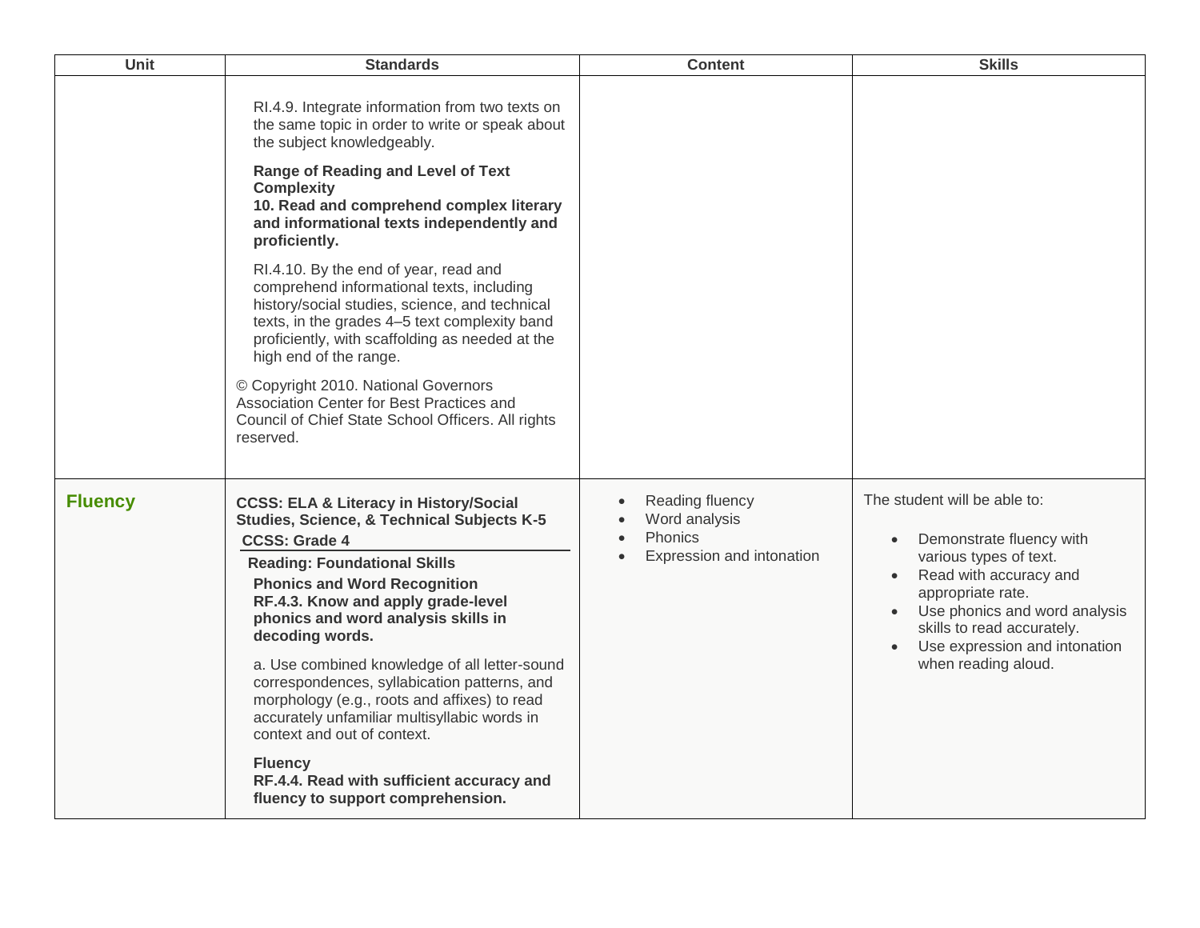| Unit | Standards | Content | Skills |
|---|---|---|---|
| | RI.4.9. Integrate information from two texts on the same topic in order to write or speak about the subject knowledgeably.<br><br>**Range of Reading and Level of Text Complexity**<br>**10. Read and comprehend complex literary and informational texts independently and proficiently.**<br><br>RI.4.10. By the end of year, read and comprehend informational texts, including history/social studies, science, and technical texts, in the grades 4–5 text complexity band proficiently, with scaffolding as needed at the high end of the range.<br><br>© Copyright 2010. National Governors Association Center for Best Practices and Council of Chief State School Officers. All rights reserved. | | |
| **Fluency** | **CCSS: ELA & Literacy in History/Social Studies, Science, & Technical Subjects K-5**<br>**CCSS: Grade 4**<br>**Reading: Foundational Skills**<br>**Phonics and Word Recognition**<br>**RF.4.3. Know and apply grade-level phonics and word analysis skills in decoding words.**<br><br>a. Use combined knowledge of all letter-sound correspondences, syllabication patterns, and morphology (e.g., roots and affixes) to read accurately unfamiliar multisyllabic words in context and out of context.<br><br>**Fluency**<br>**RF.4.4. Read with sufficient accuracy and fluency to support comprehension.** | • Reading fluency<br>• Word analysis<br>• Phonics<br>• Expression and intonation | The student will be able to:<br><br>• Demonstrate fluency with various types of text.<br>• Read with accuracy and appropriate rate.<br>• Use phonics and word analysis skills to read accurately.<br>• Use expression and intonation when reading aloud. |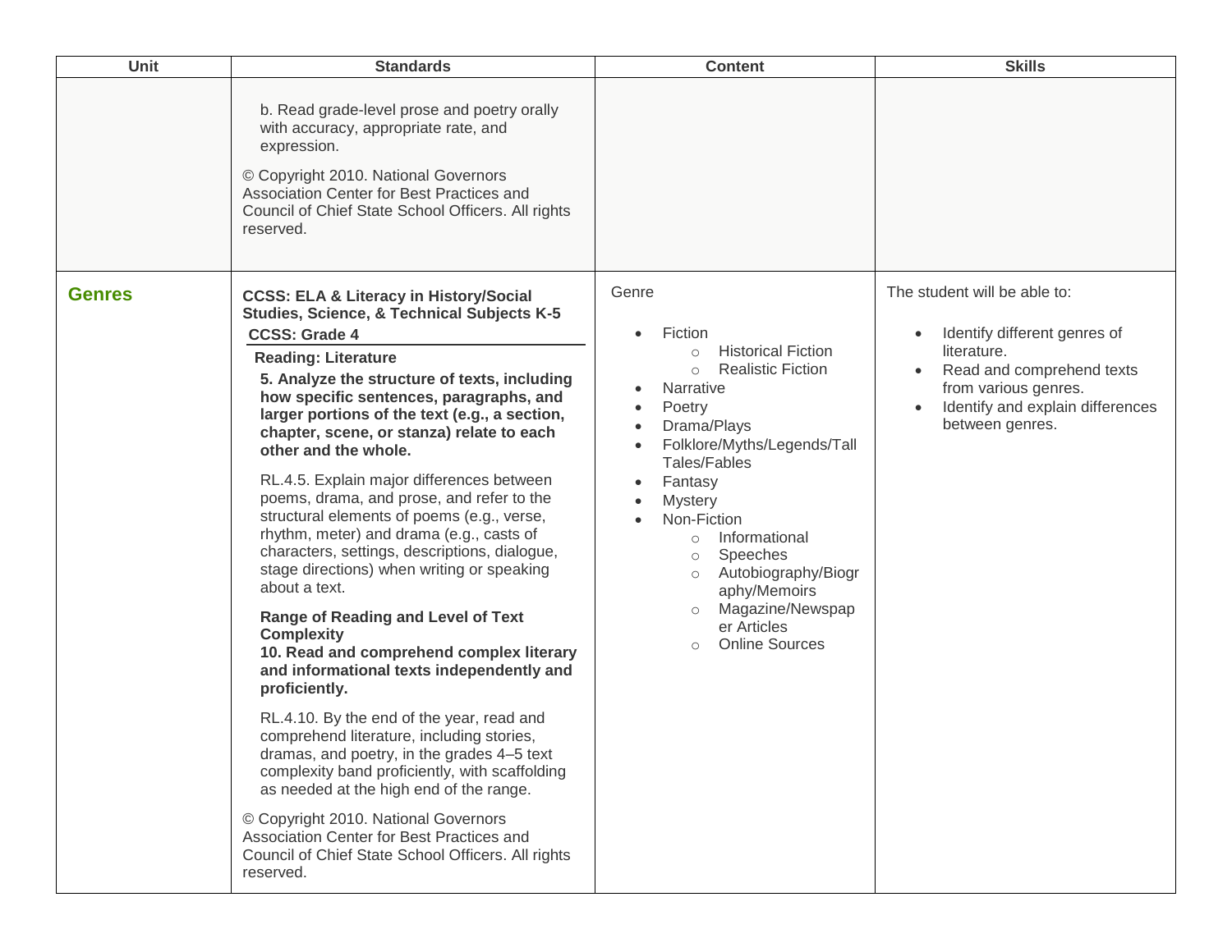| Unit | Standards | Content | Skills |
|---|---|---|---|
| | b. Read grade-level prose and poetry orally with accuracy, appropriate rate, and expression.<br><br>© Copyright 2010. National Governors Association Center for Best Practices and Council of Chief State School Officers. All rights reserved. | | |
| **Genres** | **CCSS: ELA & Literacy in History/Social Studies, Science, & Technical Subjects K-5**<br>**CCSS: Grade 4**<br>**Reading: Literature**<br>**5. Analyze the structure of texts, including how specific sentences, paragraphs, and larger portions of the text (e.g., a section, chapter, scene, or stanza) relate to each other and the whole.**<br><br>RL.4.5. Explain major differences between poems, drama, and prose, and refer to the structural elements of poems (e.g., verse, rhythm, meter) and drama (e.g., casts of characters, settings, descriptions, dialogue, stage directions) when writing or speaking about a text.<br><br>**Range of Reading and Level of Text Complexity**<br>**10. Read and comprehend complex literary and informational texts independently and proficiently.**<br><br>RL.4.10. By the end of the year, read and comprehend literature, including stories, dramas, and poetry, in the grades 4–5 text complexity band proficiently, with scaffolding as needed at the high end of the range.<br><br>© Copyright 2010. National Governors Association Center for Best Practices and Council of Chief State School Officers. All rights reserved. | Genre<br><br>• Fiction<br>&nbsp;&nbsp;○ Historical Fiction<br>&nbsp;&nbsp;○ Realistic Fiction<br>• Narrative<br>• Poetry<br>• Drama/Plays<br>• Folklore/Myths/Legends/Tall Tales/Fables<br>• Fantasy<br>• Mystery<br>• Non-Fiction<br>&nbsp;&nbsp;○ Informational<br>&nbsp;&nbsp;○ Speeches<br>&nbsp;&nbsp;○ Autobiography/Biography/Memoirs<br>&nbsp;&nbsp;○ Magazine/Newspaper Articles<br>&nbsp;&nbsp;○ Online Sources | The student will be able to:<br><br>• Identify different genres of literature.<br>• Read and comprehend texts from various genres.<br>• Identify and explain differences between genres. |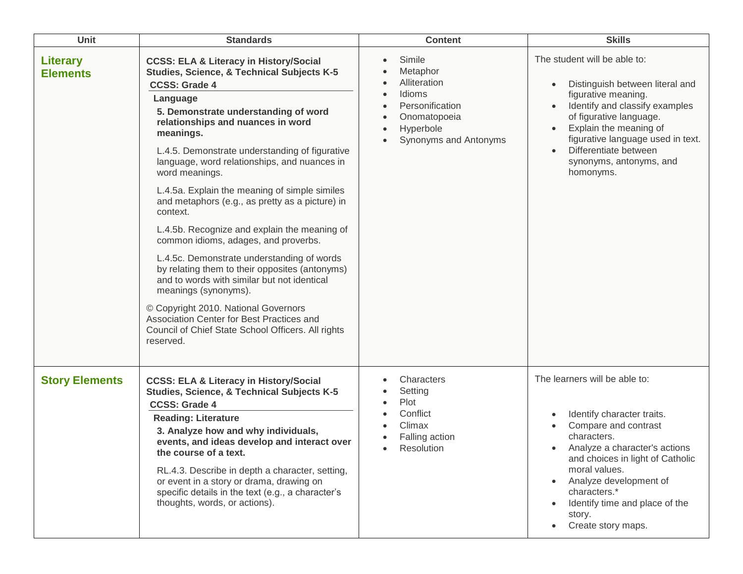| Unit | Standards | Content | Skills |
| --- | --- | --- | --- |
| **Literary Elements** | **CCSS: ELA & Literacy in History/Social Studies, Science, & Technical Subjects K-5**<br>**CCSS: Grade 4**<br>**Language**<br>**5. Demonstrate understanding of word relationships and nuances in word meanings.**<br>L.4.5. Demonstrate understanding of figurative language, word relationships, and nuances in word meanings.<br>L.4.5a. Explain the meaning of simple similes and metaphors (e.g., as pretty as a picture) in context.<br>L.4.5b. Recognize and explain the meaning of common idioms, adages, and proverbs.<br>L.4.5c. Demonstrate understanding of words by relating them to their opposites (antonyms) and to words with similar but not identical meanings (synonyms).<br>© Copyright 2010. National Governors Association Center for Best Practices and Council of Chief State School Officers. All rights reserved. | • Simile<br>• Metaphor<br>• Alliteration<br>• Idioms<br>• Personification<br>• Onomatopoeia<br>• Hyperbole<br>• Synonyms and Antonyms | The student will be able to:<br>• Distinguish between literal and figurative meaning.<br>• Identify and classify examples of figurative language.<br>• Explain the meaning of figurative language used in text.<br>• Differentiate between synonyms, antonyms, and homonyms. |
| **Story Elements** | **CCSS: ELA & Literacy in History/Social Studies, Science, & Technical Subjects K-5**<br>**CCSS: Grade 4**<br>**Reading: Literature**<br>**3. Analyze how and why individuals, events, and ideas develop and interact over the course of a text.**<br>RL.4.3. Describe in depth a character, setting, or event in a story or drama, drawing on specific details in the text (e.g., a character's thoughts, words, or actions). | • Characters<br>• Setting<br>• Plot<br>• Conflict<br>• Climax<br>• Falling action<br>• Resolution | The learners will be able to:<br>• Identify character traits.<br>• Compare and contrast characters.<br>• Analyze a character's actions and choices in light of Catholic moral values.<br>• Analyze development of characters.*<br>• Identify time and place of the story.<br>• Create story maps. |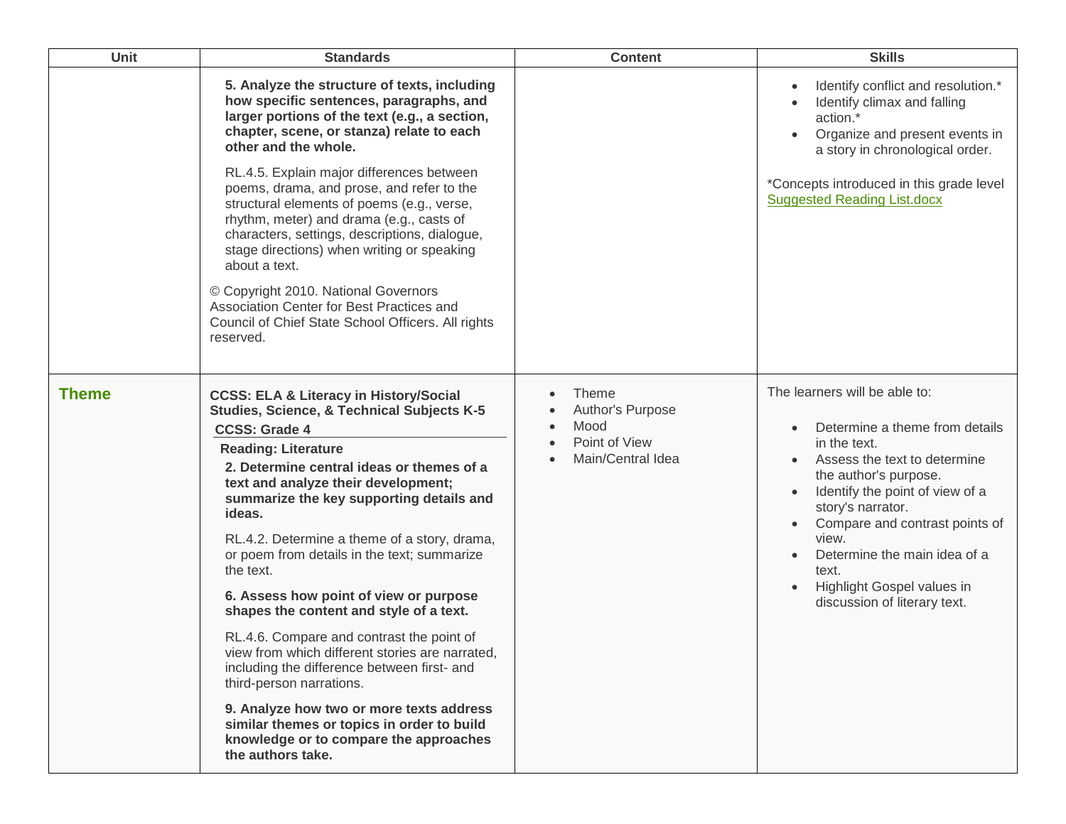| Unit | Standards | Content | Skills |
| --- | --- | --- | --- |
| | **5. Analyze the structure of texts, including how specific sentences, paragraphs, and larger portions of the text (e.g., a section, chapter, scene, or stanza) relate to each other and the whole.**<br><br>RL.4.5. Explain major differences between poems, drama, and prose, and refer to the structural elements of poems (e.g., verse, rhythm, meter) and drama (e.g., casts of characters, settings, descriptions, dialogue, stage directions) when writing or speaking about a text.<br><br>© Copyright 2010. National Governors Association Center for Best Practices and Council of Chief State School Officers. All rights reserved. | | • Identify conflict and resolution.*<br>• Identify climax and falling action.*<br>• Organize and present events in a story in chronological order.<br><br>*Concepts introduced in this grade level<br>Suggested Reading List.docx |
| **Theme** | **CCSS: ELA & Literacy in History/Social Studies, Science, & Technical Subjects K-5**<br>**CCSS: Grade 4**<br>**Reading: Literature**<br>**2. Determine central ideas or themes of a text and analyze their development; summarize the key supporting details and ideas.**<br><br>RL.4.2. Determine a theme of a story, drama, or poem from details in the text; summarize the text.<br><br>**6. Assess how point of view or purpose shapes the content and style of a text.**<br><br>RL.4.6. Compare and contrast the point of view from which different stories are narrated, including the difference between first- and third-person narrations.<br><br>**9. Analyze how two or more texts address similar themes or topics in order to build knowledge or to compare the approaches the authors take.** | • Theme<br>• Author's Purpose<br>• Mood<br>• Point of View<br>• Main/Central Idea | The learners will be able to:<br><br>• Determine a theme from details in the text.<br>• Assess the text to determine the author's purpose.<br>• Identify the point of view of a story's narrator.<br>• Compare and contrast points of view.<br>• Determine the main idea of a text.<br>• Highlight Gospel values in discussion of literary text. |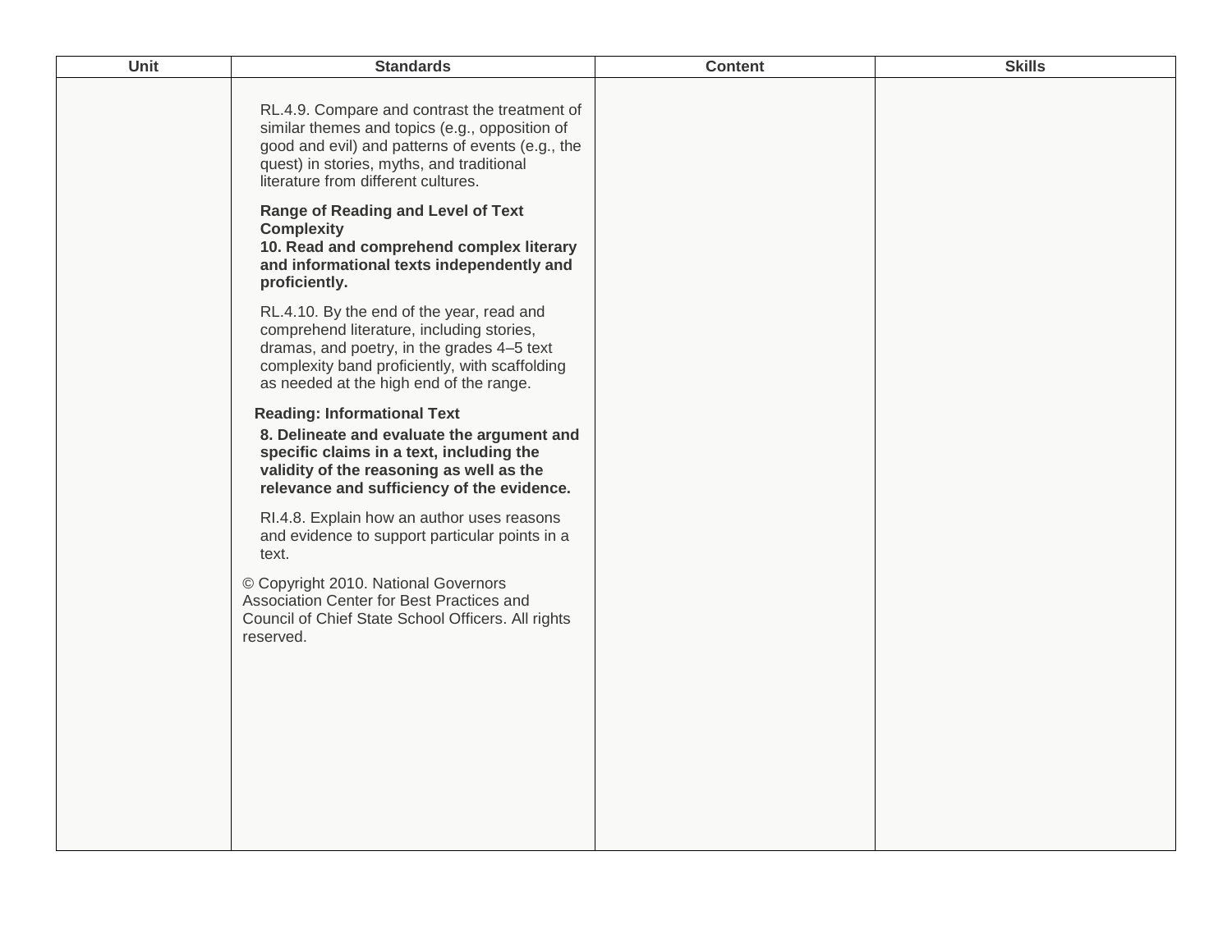| Unit | Standards | Content | Skills |
| --- | --- | --- | --- |
| | RL.4.9. Compare and contrast the treatment of similar themes and topics (e.g., opposition of good and evil) and patterns of events (e.g., the quest) in stories, myths, and traditional literature from different cultures.<br><br>**Range of Reading and Level of Text Complexity**<br>**10. Read and comprehend complex literary and informational texts independently and proficiently.**<br><br>RL.4.10. By the end of the year, read and comprehend literature, including stories, dramas, and poetry, in the grades 4–5 text complexity band proficiently, with scaffolding as needed at the high end of the range.<br><br>**Reading: Informational Text**<br>**8. Delineate and evaluate the argument and specific claims in a text, including the validity of the reasoning as well as the relevance and sufficiency of the evidence.**<br><br>RI.4.8. Explain how an author uses reasons and evidence to support particular points in a text.<br><br>© Copyright 2010. National Governors Association Center for Best Practices and Council of Chief State School Officers. All rights reserved. | | |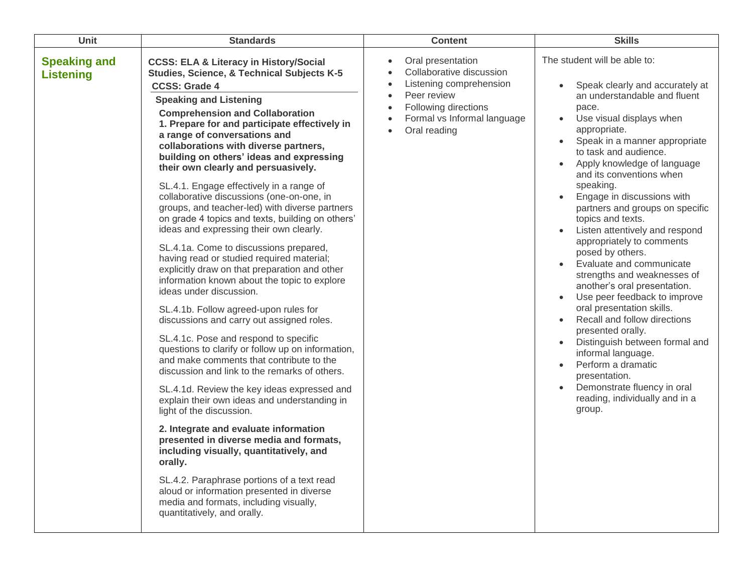| Unit | Standards | Content | Skills |
|---|---|---|---|
| **Speaking and Listening** | **CCSS: ELA & Literacy in History/Social Studies, Science, & Technical Subjects K-5**<br>**CCSS: Grade 4**<br>**Speaking and Listening**<br>**Comprehension and Collaboration**<br>**1. Prepare for and participate effectively in a range of conversations and collaborations with diverse partners, building on others' ideas and expressing their own clearly and persuasively.**<br><br>SL.4.1. Engage effectively in a range of collaborative discussions (one-on-one, in groups, and teacher-led) with diverse partners on grade 4 topics and texts, building on others' ideas and expressing their own clearly.<br><br>SL.4.1a. Come to discussions prepared, having read or studied required material; explicitly draw on that preparation and other information known about the topic to explore ideas under discussion.<br><br>SL.4.1b. Follow agreed-upon rules for discussions and carry out assigned roles.<br><br>SL.4.1c. Pose and respond to specific questions to clarify or follow up on information, and make comments that contribute to the discussion and link to the remarks of others.<br><br>SL.4.1d. Review the key ideas expressed and explain their own ideas and understanding in light of the discussion.<br><br>**2. Integrate and evaluate information presented in diverse media and formats, including visually, quantitatively, and orally.**<br><br>SL.4.2. Paraphrase portions of a text read aloud or information presented in diverse media and formats, including visually, quantitatively, and orally. | • Oral presentation<br>• Collaborative discussion<br>• Listening comprehension<br>• Peer review<br>• Following directions<br>• Formal vs Informal language<br>• Oral reading | The student will be able to:<br><br>• Speak clearly and accurately at an understandable and fluent pace.<br>• Use visual displays when appropriate.<br>• Speak in a manner appropriate to task and audience.<br>• Apply knowledge of language and its conventions when speaking.<br>• Engage in discussions with partners and groups on specific topics and texts.<br>• Listen attentively and respond appropriately to comments posed by others.<br>• Evaluate and communicate strengths and weaknesses of another's oral presentation.<br>• Use peer feedback to improve oral presentation skills.<br>• Recall and follow directions presented orally.<br>• Distinguish between formal and informal language.<br>• Perform a dramatic presentation.<br>• Demonstrate fluency in oral reading, individually and in a group. |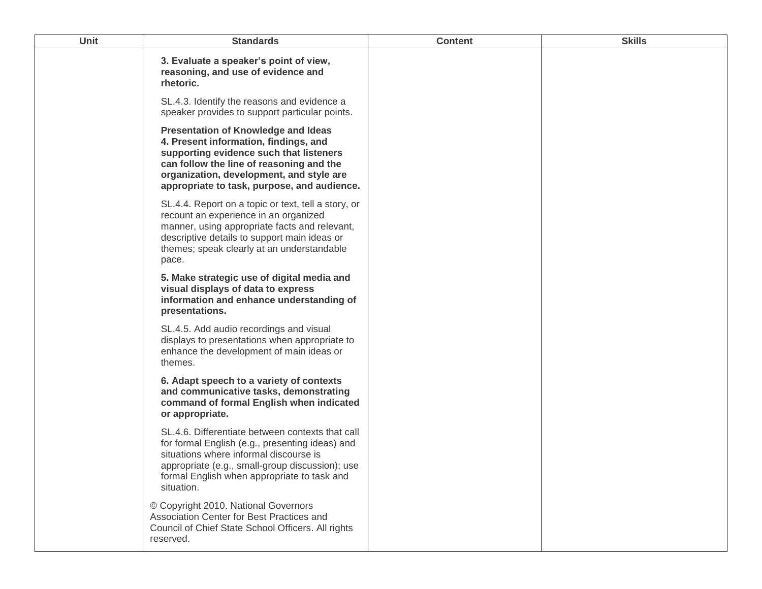| Unit | Standards | Content | Skills |
| --- | --- | --- | --- |
| | **3. Evaluate a speaker's point of view, reasoning, and use of evidence and rhetoric.**<br><br>SL.4.3. Identify the reasons and evidence a speaker provides to support particular points.<br><br>**Presentation of Knowledge and Ideas**<br>**4. Present information, findings, and supporting evidence such that listeners can follow the line of reasoning and the organization, development, and style are appropriate to task, purpose, and audience.**<br><br>SL.4.4. Report on a topic or text, tell a story, or recount an experience in an organized manner, using appropriate facts and relevant, descriptive details to support main ideas or themes; speak clearly at an understandable pace.<br><br>**5. Make strategic use of digital media and visual displays of data to express information and enhance understanding of presentations.**<br><br>SL.4.5. Add audio recordings and visual displays to presentations when appropriate to enhance the development of main ideas or themes.<br><br>**6. Adapt speech to a variety of contexts and communicative tasks, demonstrating command of formal English when indicated or appropriate.**<br><br>SL.4.6. Differentiate between contexts that call for formal English (e.g., presenting ideas) and situations where informal discourse is appropriate (e.g., small-group discussion); use formal English when appropriate to task and situation.<br><br>© Copyright 2010. National Governors Association Center for Best Practices and Council of Chief State School Officers. All rights reserved. | | |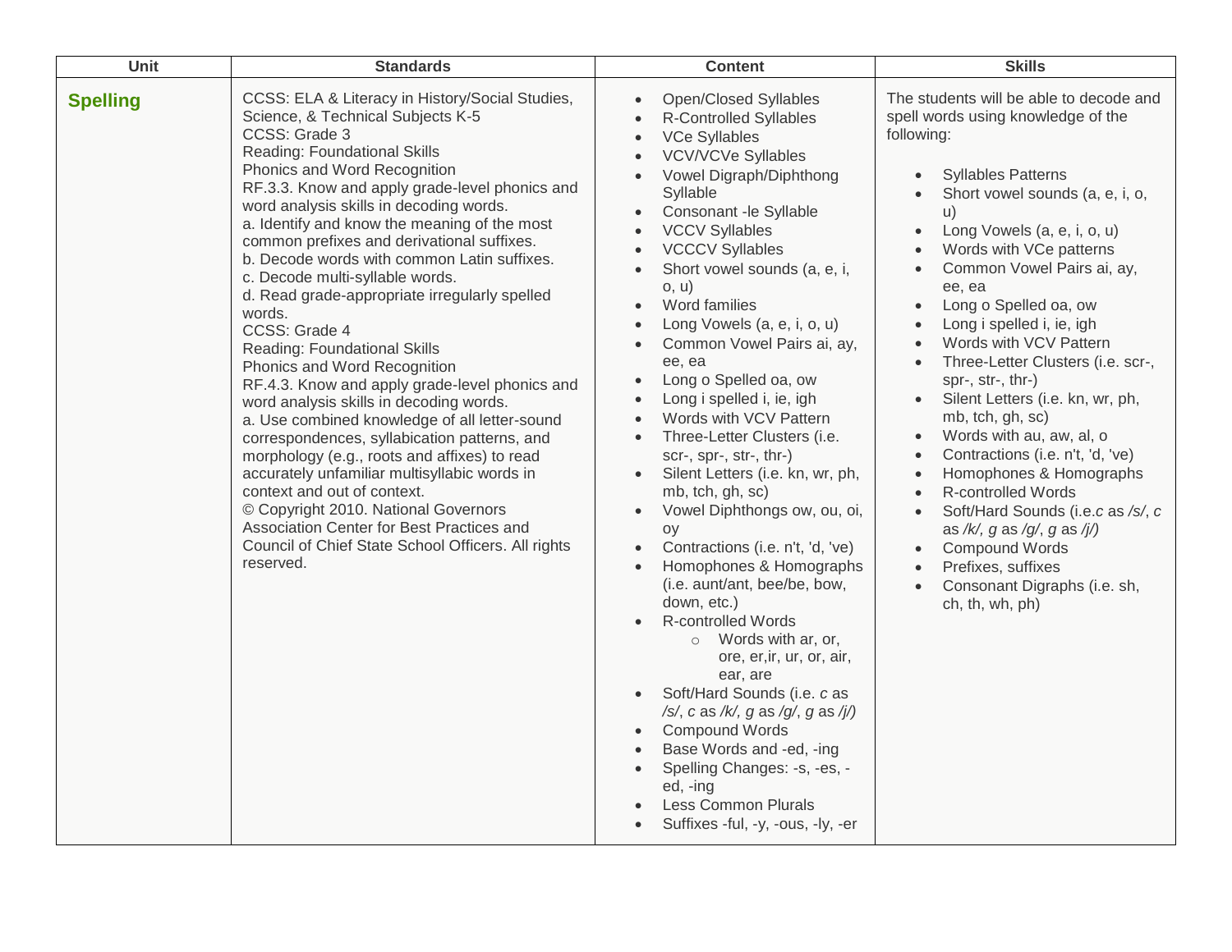| Unit | Standards | Content | Skills |
|---|---|---|---|
| **Spelling** | CCSS: ELA & Literacy in History/Social Studies, Science, & Technical Subjects K-5<br>CCSS: Grade 3<br>Reading: Foundational Skills<br>Phonics and Word Recognition<br>RF.3.3. Know and apply grade-level phonics and word analysis skills in decoding words.<br>a. Identify and know the meaning of the most common prefixes and derivational suffixes.<br>b. Decode words with common Latin suffixes.<br>c. Decode multi-syllable words.<br>d. Read grade-appropriate irregularly spelled words.<br>CCSS: Grade 4<br>Reading: Foundational Skills<br>Phonics and Word Recognition<br>RF.4.3. Know and apply grade-level phonics and word analysis skills in decoding words.<br>a. Use combined knowledge of all letter-sound correspondences, syllabication patterns, and morphology (e.g., roots and affixes) to read accurately unfamiliar multisyllabic words in context and out of context.<br>© Copyright 2010. National Governors Association Center for Best Practices and Council of Chief State School Officers. All rights reserved. | • Open/Closed Syllables<br>• R-Controlled Syllables<br>• VCe Syllables<br>• VCV/VCVe Syllables<br>• Vowel Digraph/Diphthong Syllable<br>• Consonant -le Syllable<br>• VCCV Syllables<br>• VCCCV Syllables<br>• Short vowel sounds (a, e, i, o, u)<br>• Word families<br>• Long Vowels (a, e, i, o, u)<br>• Common Vowel Pairs ai, ay, ee, ea<br>• Long o Spelled oa, ow<br>• Long i spelled i, ie, igh<br>• Words with VCV Pattern<br>• Three-Letter Clusters (i.e. scr-, spr-, str-, thr-)<br>• Silent Letters (i.e. kn, wr, ph, mb, tch, gh, sc)<br>• Vowel Diphthongs ow, ou, oi, oy<br>• Contractions (i.e. n't, 'd, 've)<br>• Homophones & Homographs (i.e. aunt/ant, bee/be, bow, down, etc.)<br>• R-controlled Words<br>&nbsp;&nbsp;&nbsp;&nbsp;○ Words with ar, or, ore, er,ir, ur, or, air, ear, are<br>• Soft/Hard Sounds (i.e. *c* as */s/*, *c* as */k/, g* as */g/*, *g* as */j/)*<br>• Compound Words<br>• Base Words and -ed, -ing<br>• Spelling Changes: -s, -es, -ed, -ing<br>• Less Common Plurals<br>• Suffixes -ful, -y, -ous, -ly, -er | The students will be able to decode and spell words using knowledge of the following:<br><br>• Syllables Patterns<br>• Short vowel sounds (a, e, i, o, u)<br>• Long Vowels (a, e, i, o, u)<br>• Words with VCe patterns<br>• Common Vowel Pairs ai, ay, ee, ea<br>• Long o Spelled oa, ow<br>• Long i spelled i, ie, igh<br>• Words with VCV Pattern<br>• Three-Letter Clusters (i.e. scr-, spr-, str-, thr-)<br>• Silent Letters (i.e. kn, wr, ph, mb, tch, gh, sc)<br>• Words with au, aw, al, o<br>• Contractions (i.e. n't, 'd, 've)<br>• Homophones & Homographs<br>• R-controlled Words<br>• Soft/Hard Sounds (i.e.*c* as */s/*, *c* as */k/, g* as */g/*, *g* as */j/)*<br>• Compound Words<br>• Prefixes, suffixes<br>• Consonant Digraphs (i.e. sh, ch, th, wh, ph) |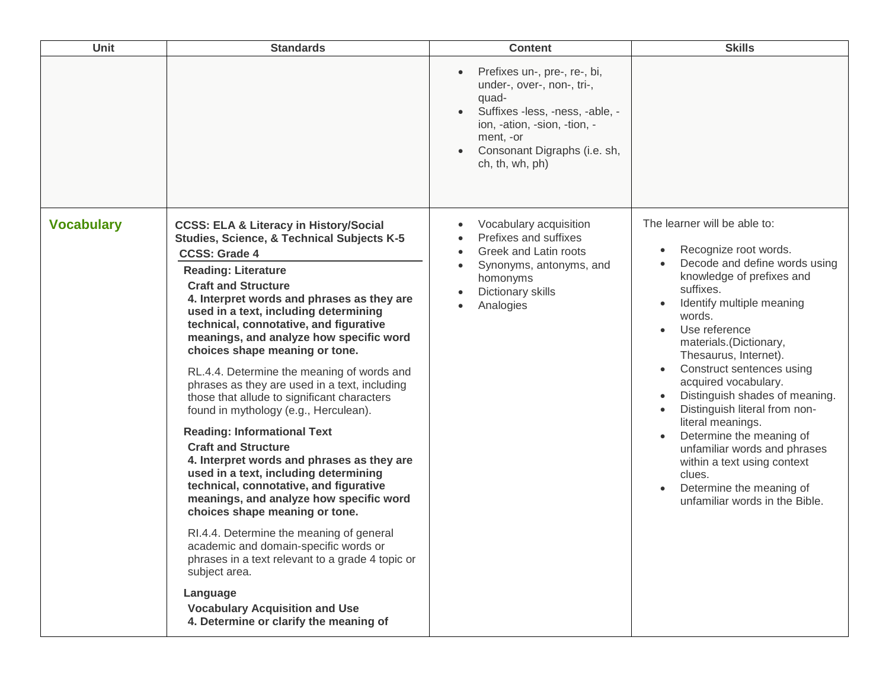| Unit | Standards | Content | Skills |
|---|---|---|---|
| | | • Prefixes un-, pre-, re-, bi, under-, over-, non-, tri-, quad-<br>• Suffixes -less, -ness, -able, -ion, -ation, -sion, -tion, -ment, -or<br>• Consonant Digraphs (i.e. sh, ch, th, wh, ph) | |
| **Vocabulary** | **CCSS: ELA & Literacy in History/Social Studies, Science, & Technical Subjects K-5**<br>**CCSS: Grade 4**<br>**Reading: Literature**<br>**Craft and Structure**<br>**4. Interpret words and phrases as they are used in a text, including determining technical, connotative, and figurative meanings, and analyze how specific word choices shape meaning or tone.**<br>RL.4.4. Determine the meaning of words and phrases as they are used in a text, including those that allude to significant characters found in mythology (e.g., Herculean).<br>**Reading: Informational Text**<br>**Craft and Structure**<br>**4. Interpret words and phrases as they are used in a text, including determining technical, connotative, and figurative meanings, and analyze how specific word choices shape meaning or tone.**<br>RI.4.4. Determine the meaning of general academic and domain-specific words or phrases in a text relevant to a grade 4 topic or subject area.<br>**Language**<br>**Vocabulary Acquisition and Use**<br>**4. Determine or clarify the meaning of** | • Vocabulary acquisition<br>• Prefixes and suffixes<br>• Greek and Latin roots<br>• Synonyms, antonyms, and homonyms<br>• Dictionary skills<br>• Analogies | The learner will be able to:<br>• Recognize root words.<br>• Decode and define words using knowledge of prefixes and suffixes.<br>• Identify multiple meaning words.<br>• Use reference materials.(Dictionary, Thesaurus, Internet).<br>• Construct sentences using acquired vocabulary.<br>• Distinguish shades of meaning.<br>• Distinguish literal from non-literal meanings.<br>• Determine the meaning of unfamiliar words and phrases within a text using context clues.<br>• Determine the meaning of unfamiliar words in the Bible. |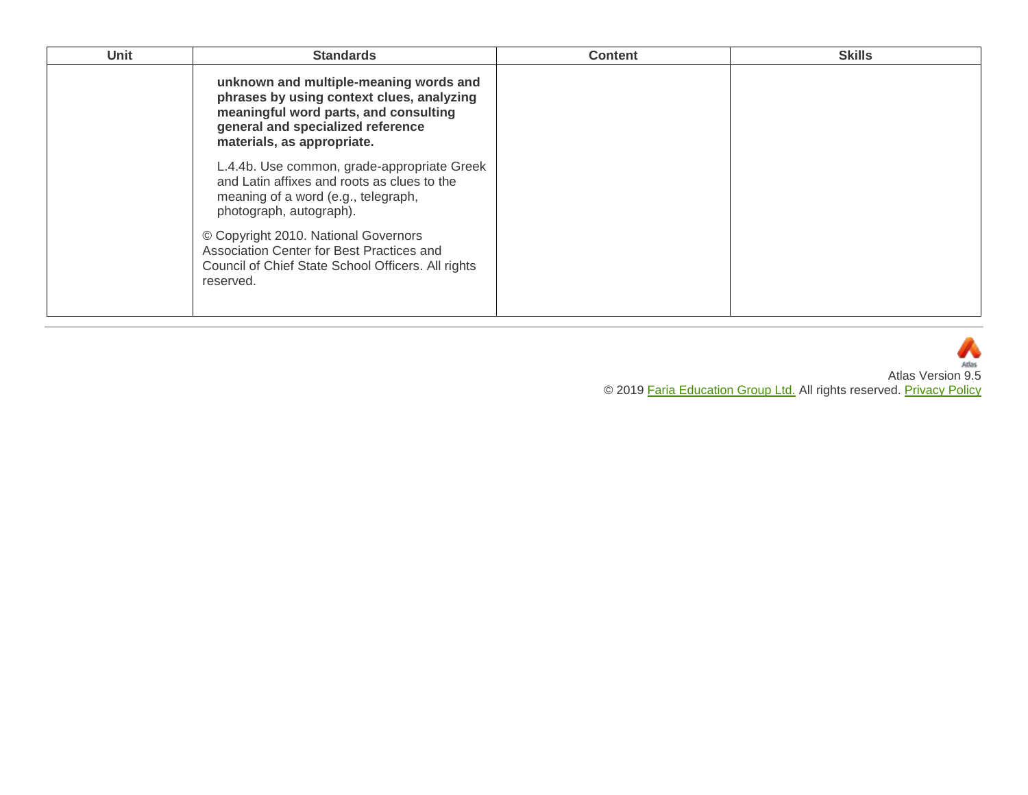| Unit | Standards | Content | Skills |
|---|---|---|---|
| | **unknown and multiple-meaning words and phrases by using context clues, analyzing meaningful word parts, and consulting general and specialized reference materials, as appropriate.**<br><br>L.4.4b. Use common, grade-appropriate Greek and Latin affixes and roots as clues to the meaning of a word (e.g., telegraph, photograph, autograph).<br><br>© Copyright 2010. National Governors Association Center for Best Practices and Council of Chief State School Officers. All rights reserved. | | |

Atlas Version 9.5
© 2019 Faria Education Group Ltd. All rights reserved. Privacy Policy